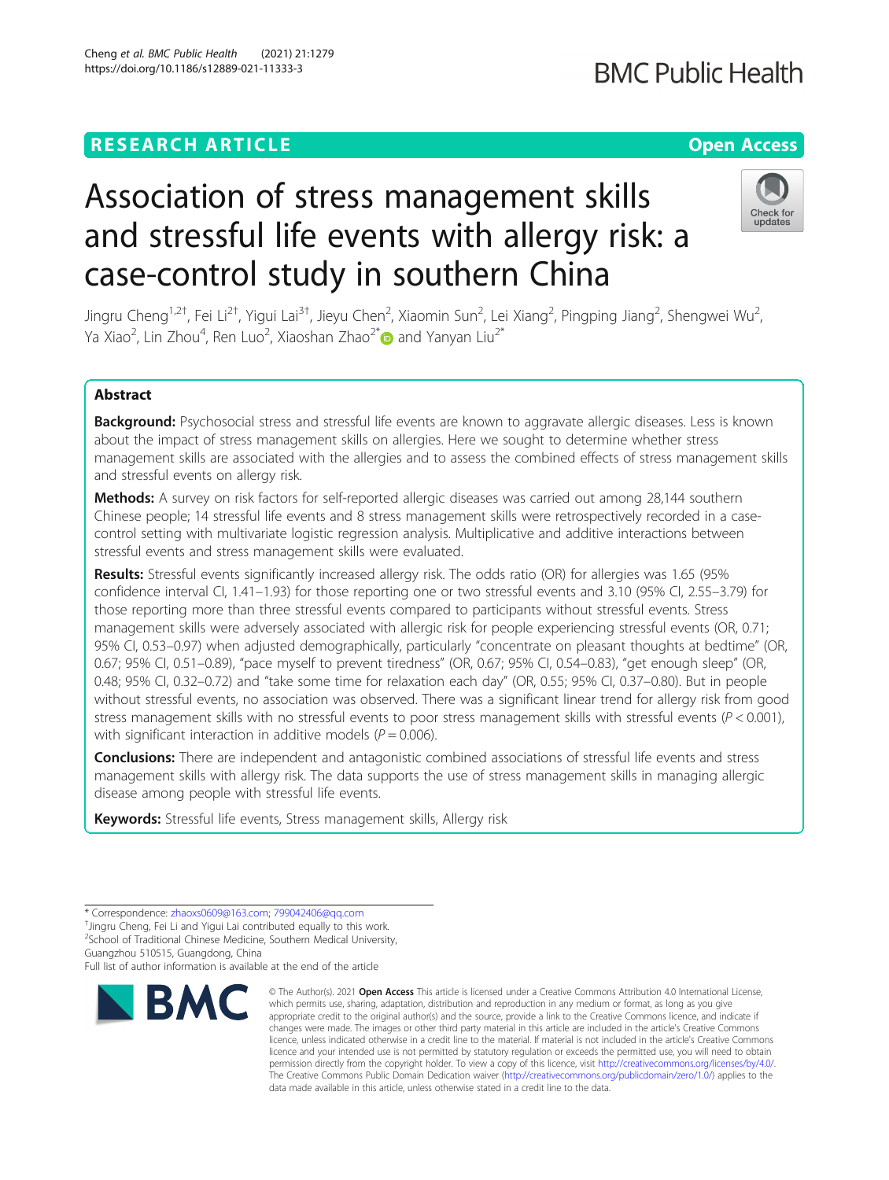RESEARCH ARTICLE

Open Access

# Association of stress management skills and stressful life events with allergy risk: a case-control study in southern China

Jingru Cheng[1,2†], Fei Li[2†], Yigui Lai[3†], Jieyu Chen[2], Xiaomin Sun[2], Lei Xiang[2], Pingping Jiang[2], Shengwei Wu[2], Ya Xiao[2], Lin Zhou[4], Ren Luo[2], Xiaoshan Zhao[2*] and Yanyan Liu[2*]

## Abstract

**Background:** Psychosocial stress and stressful life events are known to aggravate allergic diseases. Less is known about the impact of stress management skills on allergies. Here we sought to determine whether stress management skills are associated with the allergies and to assess the combined effects of stress management skills and stressful events on allergy risk.

**Methods:** A survey on risk factors for self-reported allergic diseases was carried out among 28,144 southern Chinese people; 14 stressful life events and 8 stress management skills were retrospectively recorded in a case-control setting with multivariate logistic regression analysis. Multiplicative and additive interactions between stressful events and stress management skills were evaluated.

**Results:** Stressful events significantly increased allergy risk. The odds ratio (OR) for allergies was 1.65 (95% confidence interval CI, 1.41–1.93) for those reporting one or two stressful events and 3.10 (95% CI, 2.55–3.79) for those reporting more than three stressful events compared to participants without stressful events. Stress management skills were adversely associated with allergic risk for people experiencing stressful events (OR, 0.71; 95% CI, 0.53–0.97) when adjusted demographically, particularly "concentrate on pleasant thoughts at bedtime" (OR, 0.67; 95% CI, 0.51–0.89), "pace myself to prevent tiredness" (OR, 0.67; 95% CI, 0.54–0.83), "get enough sleep" (OR, 0.48; 95% CI, 0.32–0.72) and "take some time for relaxation each day" (OR, 0.55; 95% CI, 0.37–0.80). But in people without stressful events, no association was observed. There was a significant linear trend for allergy risk from good stress management skills with no stressful events to poor stress management skills with stressful events ($P < 0.001$), with significant interaction in additive models ($P = 0.006$).

**Conclusions:** There are independent and antagonistic combined associations of stressful life events and stress management skills with allergy risk. The data supports the use of stress management skills in managing allergic disease among people with stressful life events.

**Keywords:** Stressful life events, Stress management skills, Allergy risk

* Correspondence: zhaoxs0609@163.com; 799042406@qq.com
†Jingru Cheng, Fei Li and Yigui Lai contributed equally to this work.
[2]School of Traditional Chinese Medicine, Southern Medical University, Guangzhou 510515, Guangdong, China
Full list of author information is available at the end of the article

© The Author(s). 2021 **Open Access** This article is licensed under a Creative Commons Attribution 4.0 International License, which permits use, sharing, adaptation, distribution and reproduction in any medium or format, as long as you give appropriate credit to the original author(s) and the source, provide a link to the Creative Commons licence, and indicate if changes were made. The images or other third party material in this article are included in the article's Creative Commons licence, unless indicated otherwise in a credit line to the material. If material is not included in the article's Creative Commons licence and your intended use is not permitted by statutory regulation or exceeds the permitted use, you will need to obtain permission directly from the copyright holder. To view a copy of this licence, visit http://creativecommons.org/licenses/by/4.0/. The Creative Commons Public Domain Dedication waiver (http://creativecommons.org/publicdomain/zero/1.0/) applies to the data made available in this article, unless otherwise stated in a credit line to the data.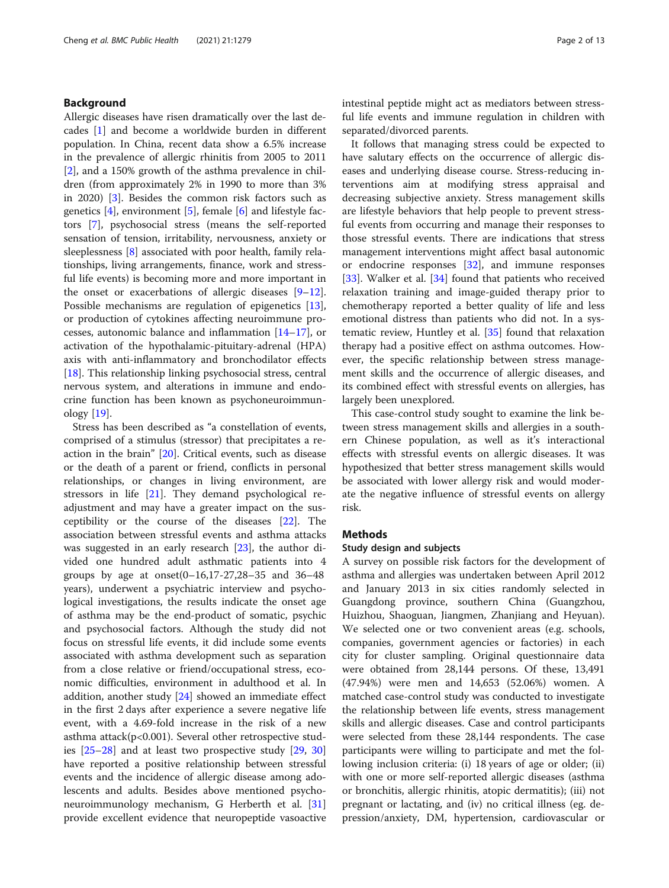## Background

Allergic diseases have risen dramatically over the last decades [1] and become a worldwide burden in different population. In China, recent data show a 6.5% increase in the prevalence of allergic rhinitis from 2005 to 2011 [2], and a 150% growth of the asthma prevalence in children (from approximately 2% in 1990 to more than 3% in 2020) [3]. Besides the common risk factors such as genetics [4], environment [5], female [6] and lifestyle factors [7], psychosocial stress (means the self-reported sensation of tension, irritability, nervousness, anxiety or sleeplessness [8] associated with poor health, family relationships, living arrangements, finance, work and stressful life events) is becoming more and more important in the onset or exacerbations of allergic diseases [9–12]. Possible mechanisms are regulation of epigenetics [13], or production of cytokines affecting neuroimmune processes, autonomic balance and inflammation [14–17], or activation of the hypothalamic-pituitary-adrenal (HPA) axis with anti-inflammatory and bronchodilator effects [18]. This relationship linking psychosocial stress, central nervous system, and alterations in immune and endocrine function has been known as psychoneuroimmunology [19].

Stress has been described as "a constellation of events, comprised of a stimulus (stressor) that precipitates a reaction in the brain" [20]. Critical events, such as disease or the death of a parent or friend, conflicts in personal relationships, or changes in living environment, are stressors in life [21]. They demand psychological readjustment and may have a greater impact on the susceptibility or the course of the diseases [22]. The association between stressful events and asthma attacks was suggested in an early research [23], the author divided one hundred adult asthmatic patients into 4 groups by age at onset(0–16,17-27,28–35 and 36–48 years), underwent a psychiatric interview and psychological investigations, the results indicate the onset age of asthma may be the end-product of somatic, psychic and psychosocial factors. Although the study did not focus on stressful life events, it did include some events associated with asthma development such as separation from a close relative or friend/occupational stress, economic difficulties, environment in adulthood et al. In addition, another study [24] showed an immediate effect in the first 2 days after experience a severe negative life event, with a 4.69-fold increase in the risk of a new asthma attack(p<0.001). Several other retrospective studies [25–28] and at least two prospective study [29, 30] have reported a positive relationship between stressful events and the incidence of allergic disease among adolescents and adults. Besides above mentioned psychoneuroimmunology mechanism, G Herberth et al. [31] provide excellent evidence that neuropeptide vasoactive intestinal peptide might act as mediators between stressful life events and immune regulation in children with separated/divorced parents.

It follows that managing stress could be expected to have salutary effects on the occurrence of allergic diseases and underlying disease course. Stress-reducing interventions aim at modifying stress appraisal and decreasing subjective anxiety. Stress management skills are lifestyle behaviors that help people to prevent stressful events from occurring and manage their responses to those stressful events. There are indications that stress management interventions might affect basal autonomic or endocrine responses [32], and immune responses [33]. Walker et al. [34] found that patients who received relaxation training and image-guided therapy prior to chemotherapy reported a better quality of life and less emotional distress than patients who did not. In a systematic review, Huntley et al. [35] found that relaxation therapy had a positive effect on asthma outcomes. However, the specific relationship between stress management skills and the occurrence of allergic diseases, and its combined effect with stressful events on allergies, has largely been unexplored.

This case-control study sought to examine the link between stress management skills and allergies in a southern Chinese population, as well as it's interactional effects with stressful events on allergic diseases. It was hypothesized that better stress management skills would be associated with lower allergy risk and would moderate the negative influence of stressful events on allergy risk.

## Methods

### Study design and subjects

A survey on possible risk factors for the development of asthma and allergies was undertaken between April 2012 and January 2013 in six cities randomly selected in Guangdong province, southern China (Guangzhou, Huizhou, Shaoguan, Jiangmen, Zhanjiang and Heyuan). We selected one or two convenient areas (e.g. schools, companies, government agencies or factories) in each city for cluster sampling. Original questionnaire data were obtained from 28,144 persons. Of these, 13,491 (47.94%) were men and 14,653 (52.06%) women. A matched case-control study was conducted to investigate the relationship between life events, stress management skills and allergic diseases. Case and control participants were selected from these 28,144 respondents. The case participants were willing to participate and met the following inclusion criteria: (i) 18 years of age or older; (ii) with one or more self-reported allergic diseases (asthma or bronchitis, allergic rhinitis, atopic dermatitis); (iii) not pregnant or lactating, and (iv) no critical illness (eg. depression/anxiety, DM, hypertension, cardiovascular or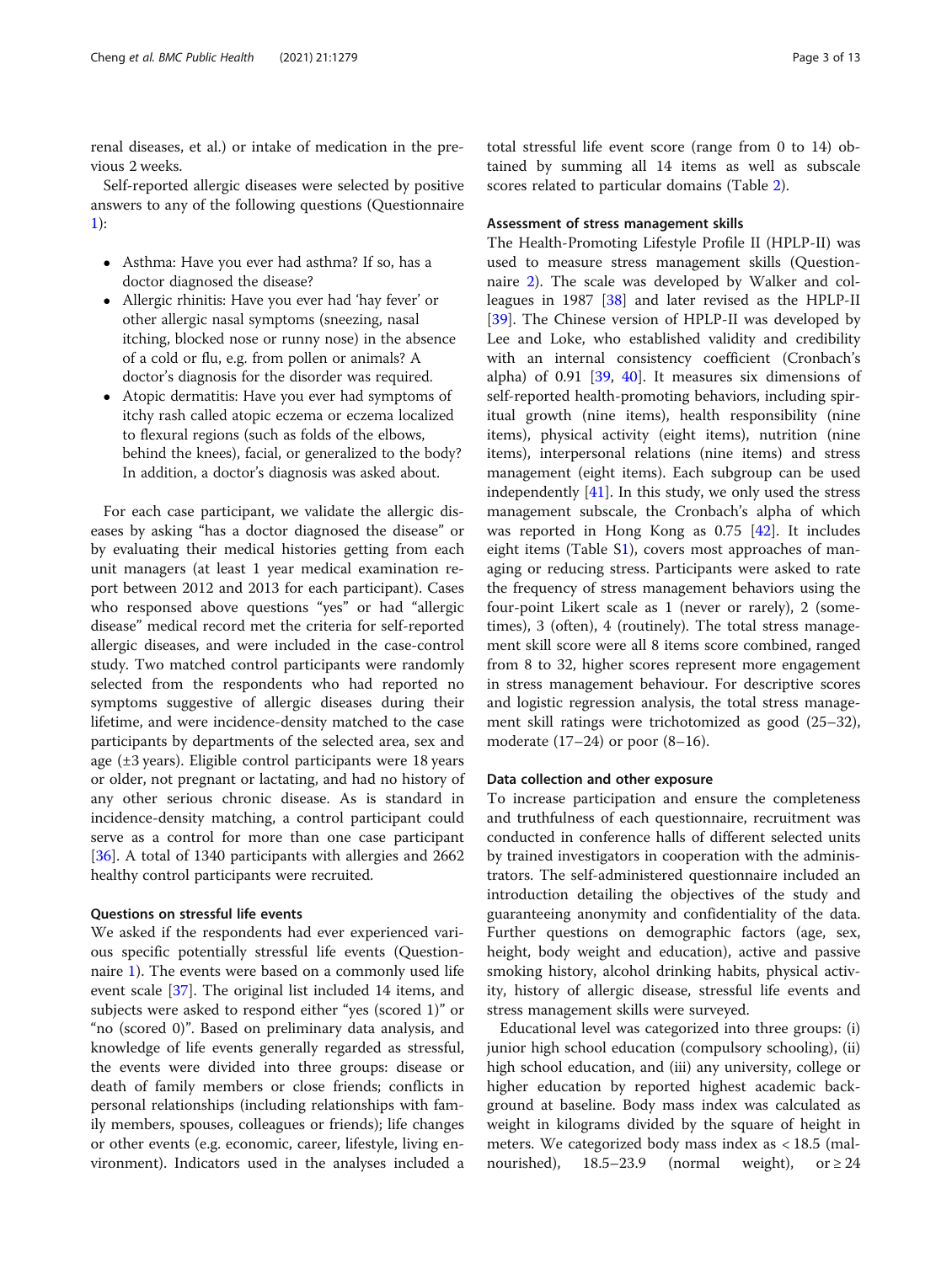renal diseases, et al.) or intake of medication in the previous 2 weeks.

Self-reported allergic diseases were selected by positive answers to any of the following questions (Questionnaire 1):

- Asthma: Have you ever had asthma? If so, has a doctor diagnosed the disease?
- Allergic rhinitis: Have you ever had 'hay fever' or other allergic nasal symptoms (sneezing, nasal itching, blocked nose or runny nose) in the absence of a cold or flu, e.g. from pollen or animals? A doctor's diagnosis for the disorder was required.
- Atopic dermatitis: Have you ever had symptoms of itchy rash called atopic eczema or eczema localized to flexural regions (such as folds of the elbows, behind the knees), facial, or generalized to the body? In addition, a doctor's diagnosis was asked about.

For each case participant, we validate the allergic diseases by asking "has a doctor diagnosed the disease" or by evaluating their medical histories getting from each unit managers (at least 1 year medical examination report between 2012 and 2013 for each participant). Cases who responsed above questions "yes" or had "allergic disease" medical record met the criteria for self-reported allergic diseases, and were included in the case-control study. Two matched control participants were randomly selected from the respondents who had reported no symptoms suggestive of allergic diseases during their lifetime, and were incidence-density matched to the case participants by departments of the selected area, sex and age (±3 years). Eligible control participants were 18 years or older, not pregnant or lactating, and had no history of any other serious chronic disease. As is standard in incidence-density matching, a control participant could serve as a control for more than one case participant [36]. A total of 1340 participants with allergies and 2662 healthy control participants were recruited.

### Questions on stressful life events

We asked if the respondents had ever experienced various specific potentially stressful life events (Questionnaire 1). The events were based on a commonly used life event scale [37]. The original list included 14 items, and subjects were asked to respond either "yes (scored 1)" or "no (scored 0)". Based on preliminary data analysis, and knowledge of life events generally regarded as stressful, the events were divided into three groups: disease or death of family members or close friends; conflicts in personal relationships (including relationships with family members, spouses, colleagues or friends); life changes or other events (e.g. economic, career, lifestyle, living environment). Indicators used in the analyses included a total stressful life event score (range from 0 to 14) obtained by summing all 14 items as well as subscale scores related to particular domains (Table 2).

### Assessment of stress management skills

The Health-Promoting Lifestyle Profile II (HPLP-II) was used to measure stress management skills (Questionnaire 2). The scale was developed by Walker and colleagues in 1987 [38] and later revised as the HPLP-II [39]. The Chinese version of HPLP-II was developed by Lee and Loke, who established validity and credibility with an internal consistency coefficient (Cronbach's alpha) of 0.91 [39, 40]. It measures six dimensions of self-reported health-promoting behaviors, including spiritual growth (nine items), health responsibility (nine items), physical activity (eight items), nutrition (nine items), interpersonal relations (nine items) and stress management (eight items). Each subgroup can be used independently [41]. In this study, we only used the stress management subscale, the Cronbach's alpha of which was reported in Hong Kong as 0.75 [42]. It includes eight items (Table S1), covers most approaches of managing or reducing stress. Participants were asked to rate the frequency of stress management behaviors using the four-point Likert scale as 1 (never or rarely), 2 (sometimes), 3 (often), 4 (routinely). The total stress management skill score were all 8 items score combined, ranged from 8 to 32, higher scores represent more engagement in stress management behaviour. For descriptive scores and logistic regression analysis, the total stress management skill ratings were trichotomized as good (25–32), moderate (17–24) or poor (8–16).

### Data collection and other exposure

To increase participation and ensure the completeness and truthfulness of each questionnaire, recruitment was conducted in conference halls of different selected units by trained investigators in cooperation with the administrators. The self-administered questionnaire included an introduction detailing the objectives of the study and guaranteeing anonymity and confidentiality of the data. Further questions on demographic factors (age, sex, height, body weight and education), active and passive smoking history, alcohol drinking habits, physical activity, history of allergic disease, stressful life events and stress management skills were surveyed.

Educational level was categorized into three groups: (i) junior high school education (compulsory schooling), (ii) high school education, and (iii) any university, college or higher education by reported highest academic background at baseline. Body mass index was calculated as weight in kilograms divided by the square of height in meters. We categorized body mass index as < 18.5 (malnourished), 18.5–23.9 (normal weight), or ≥ 24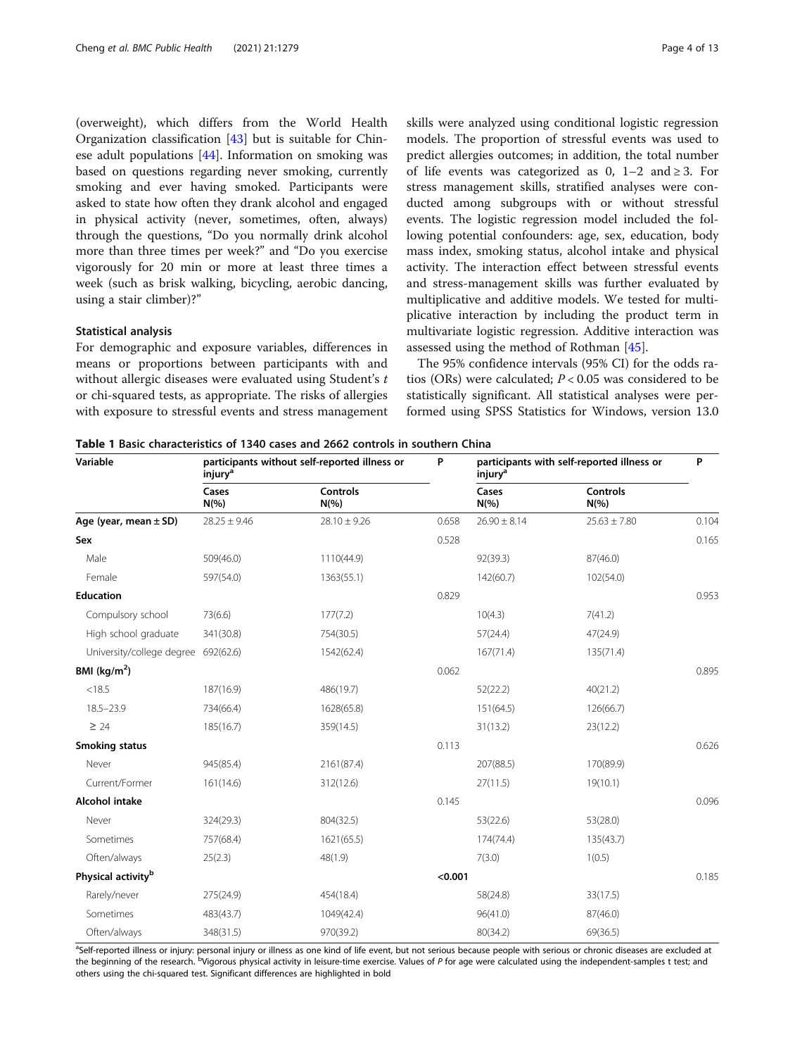(overweight), which differs from the World Health Organization classification [43] but is suitable for Chinese adult populations [44]. Information on smoking was based on questions regarding never smoking, currently smoking and ever having smoked. Participants were asked to state how often they drank alcohol and engaged in physical activity (never, sometimes, often, always) through the questions, "Do you normally drink alcohol more than three times per week?" and "Do you exercise vigorously for 20 min or more at least three times a week (such as brisk walking, bicycling, aerobic dancing, using a stair climber)?"

### Statistical analysis

For demographic and exposure variables, differences in means or proportions between participants with and without allergic diseases were evaluated using Student's *t* or chi-squared tests, as appropriate. The risks of allergies with exposure to stressful events and stress management skills were analyzed using conditional logistic regression models. The proportion of stressful events was used to predict allergies outcomes; in addition, the total number of life events was categorized as 0, 1–2 and ≥ 3. For stress management skills, stratified analyses were conducted among subgroups with or without stressful events. The logistic regression model included the following potential confounders: age, sex, education, body mass index, smoking status, alcohol intake and physical activity. The interaction effect between stressful events and stress-management skills was further evaluated by multiplicative and additive models. We tested for multiplicative interaction by including the product term in multivariate logistic regression. Additive interaction was assessed using the method of Rothman [45].

The 95% confidence intervals (95% CI) for the odds ratios (ORs) were calculated; $P < 0.05$ was considered to be statistically significant. All statistical analyses were performed using SPSS Statistics for Windows, version 13.0

**Table 1 Basic characteristics of 1340 cases and 2662 controls in southern China**

| Variable | participants without self-reported illness or injury[a] | | P | participants with self-reported illness or injury[a] | | P |
|---|---|---|---|---|---|---|
| | Cases N(%) | Controls N(%) | | Cases N(%) | Controls N(%) | |
| **Age (year, mean ± SD)** | 28.25 ± 9.46 | 28.10 ± 9.26 | 0.658 | 26.90 ± 8.14 | 25.63 ± 7.80 | 0.104 |
| **Sex** | | | 0.528 | | | 0.165 |
| Male | 509(46.0) | 1110(44.9) | | 92(39.3) | 87(46.0) | |
| Female | 597(54.0) | 1363(55.1) | | 142(60.7) | 102(54.0) | |
| **Education** | | | 0.829 | | | 0.953 |
| Compulsory school | 73(6.6) | 177(7.2) | | 10(4.3) | 7(41.2) | |
| High school graduate | 341(30.8) | 754(30.5) | | 57(24.4) | 47(24.9) | |
| University/college degree | 692(62.6) | 1542(62.4) | | 167(71.4) | 135(71.4) | |
| **BMI (kg/m$^2$)** | | | 0.062 | | | 0.895 |
| <18.5 | 187(16.9) | 486(19.7) | | 52(22.2) | 40(21.2) | |
| 18.5–23.9 | 734(66.4) | 1628(65.8) | | 151(64.5) | 126(66.7) | |
| ≥ 24 | 185(16.7) | 359(14.5) | | 31(13.2) | 23(12.2) | |
| **Smoking status** | | | 0.113 | | | 0.626 |
| Never | 945(85.4) | 2161(87.4) | | 207(88.5) | 170(89.9) | |
| Current/Former | 161(14.6) | 312(12.6) | | 27(11.5) | 19(10.1) | |
| **Alcohol intake** | | | 0.145 | | | 0.096 |
| Never | 324(29.3) | 804(32.5) | | 53(22.6) | 53(28.0) | |
| Sometimes | 757(68.4) | 1621(65.5) | | 174(74.4) | 135(43.7) | |
| Often/always | 25(2.3) | 48(1.9) | | 7(3.0) | 1(0.5) | |
| **Physical activity[b]** | | | **<0.001** | | | 0.185 |
| Rarely/never | 275(24.9) | 454(18.4) | | 58(24.8) | 33(17.5) | |
| Sometimes | 483(43.7) | 1049(42.4) | | 96(41.0) | 87(46.0) | |
| Often/always | 348(31.5) | 970(39.2) | | 80(34.2) | 69(36.5) | |

[a]Self-reported illness or injury: personal injury or illness as one kind of life event, but not serious because people with serious or chronic diseases are excluded at the beginning of the research. [b]Vigorous physical activity in leisure-time exercise. Values of *P* for age were calculated using the independent-samples t test; and others using the chi-squared test. Significant differences are highlighted in bold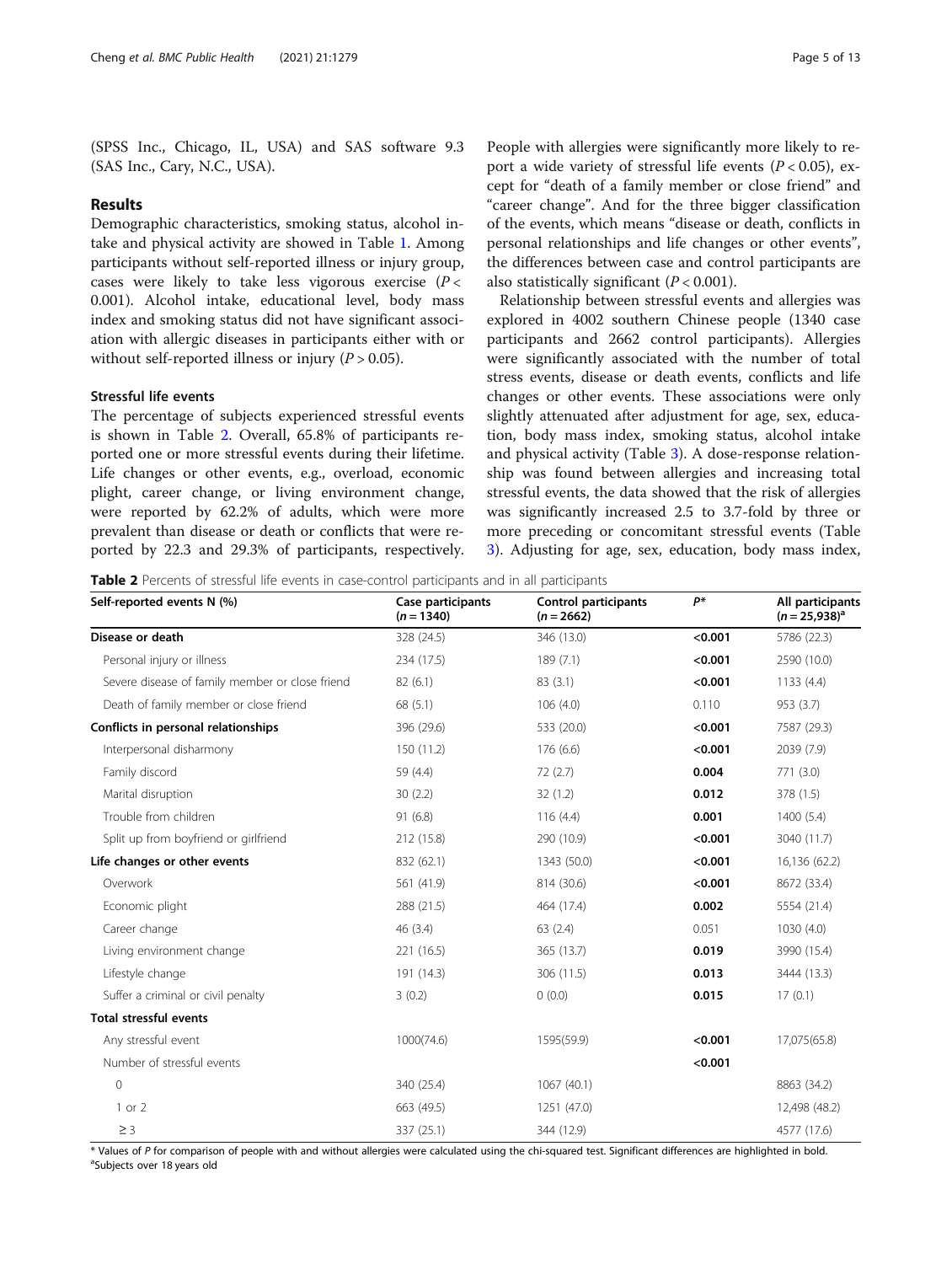(SPSS Inc., Chicago, IL, USA) and SAS software 9.3 (SAS Inc., Cary, N.C., USA).

## Results

Demographic characteristics, smoking status, alcohol intake and physical activity are showed in Table 1. Among participants without self-reported illness or injury group, cases were likely to take less vigorous exercise ($P < 0.001$). Alcohol intake, educational level, body mass index and smoking status did not have significant association with allergic diseases in participants either with or without self-reported illness or injury ($P > 0.05$).

### Stressful life events

The percentage of subjects experienced stressful events is shown in Table 2. Overall, 65.8% of participants reported one or more stressful events during their lifetime. Life changes or other events, e.g., overload, economic plight, career change, or living environment change, were reported by 62.2% of adults, which were more prevalent than disease or death or conflicts that were reported by 22.3 and 29.3% of participants, respectively. People with allergies were significantly more likely to report a wide variety of stressful life events ($P < 0.05$), except for "death of a family member or close friend" and "career change". And for the three bigger classification of the events, which means "disease or death, conflicts in personal relationships and life changes or other events", the differences between case and control participants are also statistically significant ($P < 0.001$).

Relationship between stressful events and allergies was explored in 4002 southern Chinese people (1340 case participants and 2662 control participants). Allergies were significantly associated with the number of total stress events, disease or death events, conflicts and life changes or other events. These associations were only slightly attenuated after adjustment for age, sex, education, body mass index, smoking status, alcohol intake and physical activity (Table 3). A dose-response relationship was found between allergies and increasing total stressful events, the data showed that the risk of allergies was significantly increased 2.5 to 3.7-fold by three or more preceding or concomitant stressful events (Table 3). Adjusting for age, sex, education, body mass index,

**Table 2** Percents of stressful life events in case-control participants and in all participants

| Self-reported events N (%) | Case participants ($n = 1340$) | Control participants ($n = 2662$) | $P$* | All participants ($n = 25,938$)[a] |
|---|---|---|---|---|
| **Disease or death** | 328 (24.5) | 346 (13.0) | **<0.001** | 5786 (22.3) |
| Personal injury or illness | 234 (17.5) | 189 (7.1) | **<0.001** | 2590 (10.0) |
| Severe disease of family member or close friend | 82 (6.1) | 83 (3.1) | **<0.001** | 1133 (4.4) |
| Death of family member or close friend | 68 (5.1) | 106 (4.0) | 0.110 | 953 (3.7) |
| **Conflicts in personal relationships** | 396 (29.6) | 533 (20.0) | **<0.001** | 7587 (29.3) |
| Interpersonal disharmony | 150 (11.2) | 176 (6.6) | **<0.001** | 2039 (7.9) |
| Family discord | 59 (4.4) | 72 (2.7) | **0.004** | 771 (3.0) |
| Marital disruption | 30 (2.2) | 32 (1.2) | **0.012** | 378 (1.5) |
| Trouble from children | 91 (6.8) | 116 (4.4) | **0.001** | 1400 (5.4) |
| Split up from boyfriend or girlfriend | 212 (15.8) | 290 (10.9) | **<0.001** | 3040 (11.7) |
| **Life changes or other events** | 832 (62.1) | 1343 (50.0) | **<0.001** | 16,136 (62.2) |
| Overwork | 561 (41.9) | 814 (30.6) | **<0.001** | 8672 (33.4) |
| Economic plight | 288 (21.5) | 464 (17.4) | **0.002** | 5554 (21.4) |
| Career change | 46 (3.4) | 63 (2.4) | 0.051 | 1030 (4.0) |
| Living environment change | 221 (16.5) | 365 (13.7) | **0.019** | 3990 (15.4) |
| Lifestyle change | 191 (14.3) | 306 (11.5) | **0.013** | 3444 (13.3) |
| Suffer a criminal or civil penalty | 3 (0.2) | 0 (0.0) | **0.015** | 17 (0.1) |
| **Total stressful events** | | | | |
| Any stressful event | 1000(74.6) | 1595(59.9) | **<0.001** | 17,075(65.8) |
| Number of stressful events | | | **<0.001** | |
| 0 | 340 (25.4) | 1067 (40.1) | | 8863 (34.2) |
| 1 or 2 | 663 (49.5) | 1251 (47.0) | | 12,498 (48.2) |
| ≥ 3 | 337 (25.1) | 344 (12.9) | | 4577 (17.6) |

\* Values of $P$ for comparison of people with and without allergies were calculated using the chi-squared test. Significant differences are highlighted in bold.
[a]Subjects over 18 years old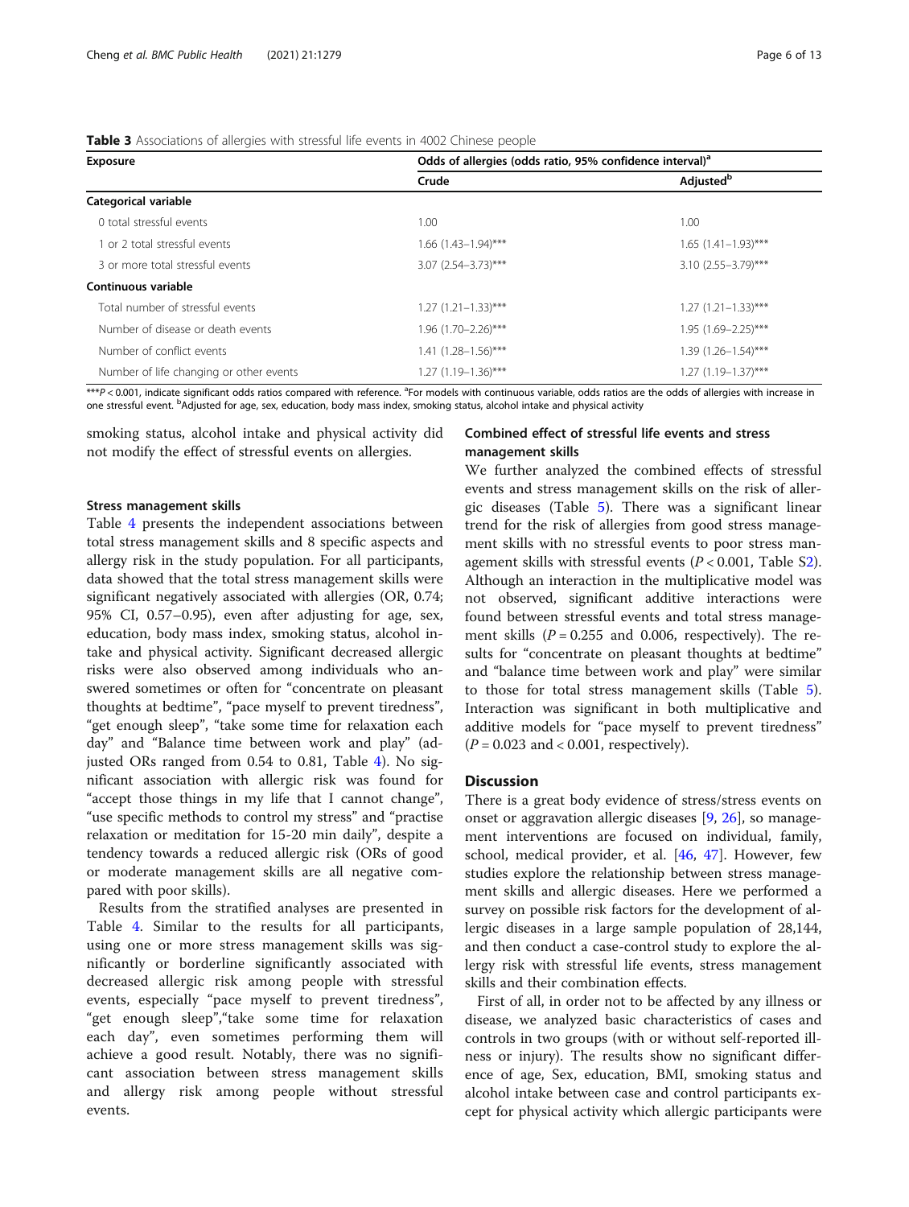**Table 3** Associations of allergies with stressful life events in 4002 Chinese people

| Exposure | Odds of allergies (odds ratio, 95% confidence interval)[a] | |
|---|---|---|
| | Crude | Adjusted[b] |
| **Categorical variable** | | |
| 0 total stressful events | 1.00 | 1.00 |
| 1 or 2 total stressful events | 1.66 (1.43–1.94)*** | 1.65 (1.41–1.93)*** |
| 3 or more total stressful events | 3.07 (2.54–3.73)*** | 3.10 (2.55–3.79)*** |
| **Continuous variable** | | |
| Total number of stressful events | 1.27 (1.21–1.33)*** | 1.27 (1.21–1.33)*** |
| Number of disease or death events | 1.96 (1.70–2.26)*** | 1.95 (1.69–2.25)*** |
| Number of conflict events | 1.41 (1.28–1.56)*** | 1.39 (1.26–1.54)*** |
| Number of life changing or other events | 1.27 (1.19–1.36)*** | 1.27 (1.19–1.37)*** |

***$P < 0.001$, indicate significant odds ratios compared with reference. [a]For models with continuous variable, odds ratios are the odds of allergies with increase in one stressful event. [b]Adjusted for age, sex, education, body mass index, smoking status, alcohol intake and physical activity

smoking status, alcohol intake and physical activity did not modify the effect of stressful events on allergies.

### Stress management skills

Table 4 presents the independent associations between total stress management skills and 8 specific aspects and allergy risk in the study population. For all participants, data showed that the total stress management skills were significant negatively associated with allergies (OR, 0.74; 95% CI, 0.57–0.95), even after adjusting for age, sex, education, body mass index, smoking status, alcohol intake and physical activity. Significant decreased allergic risks were also observed among individuals who answered sometimes or often for "concentrate on pleasant thoughts at bedtime", "pace myself to prevent tiredness", "get enough sleep", "take some time for relaxation each day" and "Balance time between work and play" (adjusted ORs ranged from 0.54 to 0.81, Table 4). No significant association with allergic risk was found for "accept those things in my life that I cannot change", "use specific methods to control my stress" and "practise relaxation or meditation for 15-20 min daily", despite a tendency towards a reduced allergic risk (ORs of good or moderate management skills are all negative compared with poor skills).

Results from the stratified analyses are presented in Table 4. Similar to the results for all participants, using one or more stress management skills was significantly or borderline significantly associated with decreased allergic risk among people with stressful events, especially "pace myself to prevent tiredness", "get enough sleep","take some time for relaxation each day", even sometimes performing them will achieve a good result. Notably, there was no significant association between stress management skills and allergy risk among people without stressful events.

### Combined effect of stressful life events and stress management skills

We further analyzed the combined effects of stressful events and stress management skills on the risk of allergic diseases (Table 5). There was a significant linear trend for the risk of allergies from good stress management skills with no stressful events to poor stress management skills with stressful events ($P < 0.001$, Table S2). Although an interaction in the multiplicative model was not observed, significant additive interactions were found between stressful events and total stress management skills ($P = 0.255$ and 0.006, respectively). The results for "concentrate on pleasant thoughts at bedtime" and "balance time between work and play" were similar to those for total stress management skills (Table 5). Interaction was significant in both multiplicative and additive models for "pace myself to prevent tiredness" ($P = 0.023$ and $< 0.001$, respectively).

## Discussion

There is a great body evidence of stress/stress events on onset or aggravation allergic diseases [9, 26], so management interventions are focused on individual, family, school, medical provider, et al. [46, 47]. However, few studies explore the relationship between stress management skills and allergic diseases. Here we performed a survey on possible risk factors for the development of allergic diseases in a large sample population of 28,144, and then conduct a case-control study to explore the allergy risk with stressful life events, stress management skills and their combination effects.

First of all, in order not to be affected by any illness or disease, we analyzed basic characteristics of cases and controls in two groups (with or without self-reported illness or injury). The results show no significant difference of age, Sex, education, BMI, smoking status and alcohol intake between case and control participants except for physical activity which allergic participants were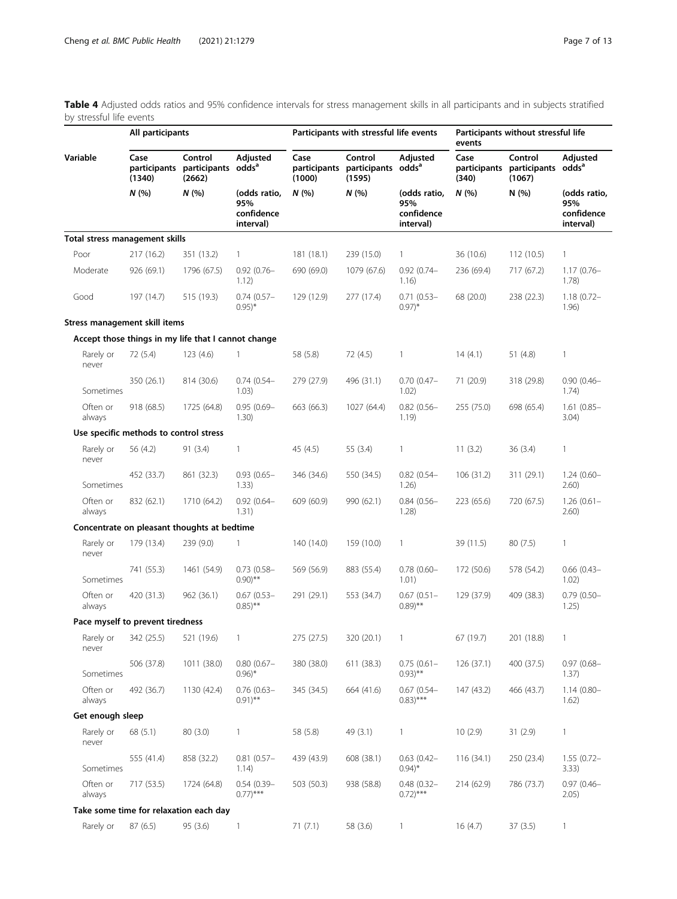**Table 4** Adjusted odds ratios and 95% confidence intervals for stress management skills in all participants and in subjects stratified by stressful life events

| Variable | All participants | | | Participants with stressful life events | | | Participants without stressful life events | | |
|---|---|---|---|---|---|---|---|---|---|
| | Case participants (1340) | Control participants (2662) | Adjusted odds[a] | Case participants (1000) | Control participants (1595) | Adjusted odds[a] | Case participants (340) | Control participants (1067) | Adjusted odds[a] |
| | N (%) | N (%) | (odds ratio, 95% confidence interval) | N (%) | N (%) | (odds ratio, 95% confidence interval) | N (%) | N (%) | (odds ratio, 95% confidence interval) |
| **Total stress management skills** | | | | | | | | | |
| Poor | 217 (16.2) | 351 (13.2) | 1 | 181 (18.1) | 239 (15.0) | 1 | 36 (10.6) | 112 (10.5) | 1 |
| Moderate | 926 (69.1) | 1796 (67.5) | 0.92 (0.76–1.12) | 690 (69.0) | 1079 (67.6) | 0.92 (0.74–1.16) | 236 (69.4) | 717 (67.2) | 1.17 (0.76–1.78) |
| Good | 197 (14.7) | 515 (19.3) | 0.74 (0.57–0.95)* | 129 (12.9) | 277 (17.4) | 0.71 (0.53–0.97)* | 68 (20.0) | 238 (22.3) | 1.18 (0.72–1.96) |
| **Stress management skill items** | | | | | | | | | |
| **Accept those things in my life that I cannot change** | | | | | | | | | |
| Rarely or never | 72 (5.4) | 123 (4.6) | 1 | 58 (5.8) | 72 (4.5) | 1 | 14 (4.1) | 51 (4.8) | 1 |
| Sometimes | 350 (26.1) | 814 (30.6) | 0.74 (0.54–1.03) | 279 (27.9) | 496 (31.1) | 0.70 (0.47–1.02) | 71 (20.9) | 318 (29.8) | 0.90 (0.46–1.74) |
| Often or always | 918 (68.5) | 1725 (64.8) | 0.95 (0.69–1.30) | 663 (66.3) | 1027 (64.4) | 0.82 (0.56–1.19) | 255 (75.0) | 698 (65.4) | 1.61 (0.85–3.04) |
| **Use specific methods to control stress** | | | | | | | | | |
| Rarely or never | 56 (4.2) | 91 (3.4) | 1 | 45 (4.5) | 55 (3.4) | 1 | 11 (3.2) | 36 (3.4) | 1 |
| Sometimes | 452 (33.7) | 861 (32.3) | 0.93 (0.65–1.33) | 346 (34.6) | 550 (34.5) | 0.82 (0.54–1.26) | 106 (31.2) | 311 (29.1) | 1.24 (0.60–2.60) |
| Often or always | 832 (62.1) | 1710 (64.2) | 0.92 (0.64–1.31) | 609 (60.9) | 990 (62.1) | 0.84 (0.56–1.28) | 223 (65.6) | 720 (67.5) | 1.26 (0.61–2.60) |
| **Concentrate on pleasant thoughts at bedtime** | | | | | | | | | |
| Rarely or never | 179 (13.4) | 239 (9.0) | 1 | 140 (14.0) | 159 (10.0) | 1 | 39 (11.5) | 80 (7.5) | 1 |
| Sometimes | 741 (55.3) | 1461 (54.9) | 0.73 (0.58–0.90)** | 569 (56.9) | 883 (55.4) | 0.78 (0.60–1.01) | 172 (50.6) | 578 (54.2) | 0.66 (0.43–1.02) |
| Often or always | 420 (31.3) | 962 (36.1) | 0.67 (0.53–0.85)** | 291 (29.1) | 553 (34.7) | 0.67 (0.51–0.89)** | 129 (37.9) | 409 (38.3) | 0.79 (0.50–1.25) |
| **Pace myself to prevent tiredness** | | | | | | | | | |
| Rarely or never | 342 (25.5) | 521 (19.6) | 1 | 275 (27.5) | 320 (20.1) | 1 | 67 (19.7) | 201 (18.8) | 1 |
| Sometimes | 506 (37.8) | 1011 (38.0) | 0.80 (0.67–0.96)* | 380 (38.0) | 611 (38.3) | 0.75 (0.61–0.93)** | 126 (37.1) | 400 (37.5) | 0.97 (0.68–1.37) |
| Often or always | 492 (36.7) | 1130 (42.4) | 0.76 (0.63–0.91)** | 345 (34.5) | 664 (41.6) | 0.67 (0.54–0.83)*** | 147 (43.2) | 466 (43.7) | 1.14 (0.80–1.62) |
| **Get enough sleep** | | | | | | | | | |
| Rarely or never | 68 (5.1) | 80 (3.0) | 1 | 58 (5.8) | 49 (3.1) | 1 | 10 (2.9) | 31 (2.9) | 1 |
| Sometimes | 555 (41.4) | 858 (32.2) | 0.81 (0.57–1.14) | 439 (43.9) | 608 (38.1) | 0.63 (0.42–0.94)* | 116 (34.1) | 250 (23.4) | 1.55 (0.72–3.33) |
| Often or always | 717 (53.5) | 1724 (64.8) | 0.54 (0.39–0.77)*** | 503 (50.3) | 938 (58.8) | 0.48 (0.32–0.72)*** | 214 (62.9) | 786 (73.7) | 0.97 (0.46–2.05) |
| **Take some time for relaxation each day** | | | | | | | | | |
| Rarely or | 87 (6.5) | 95 (3.6) | 1 | 71 (7.1) | 58 (3.6) | 1 | 16 (4.7) | 37 (3.5) | 1 |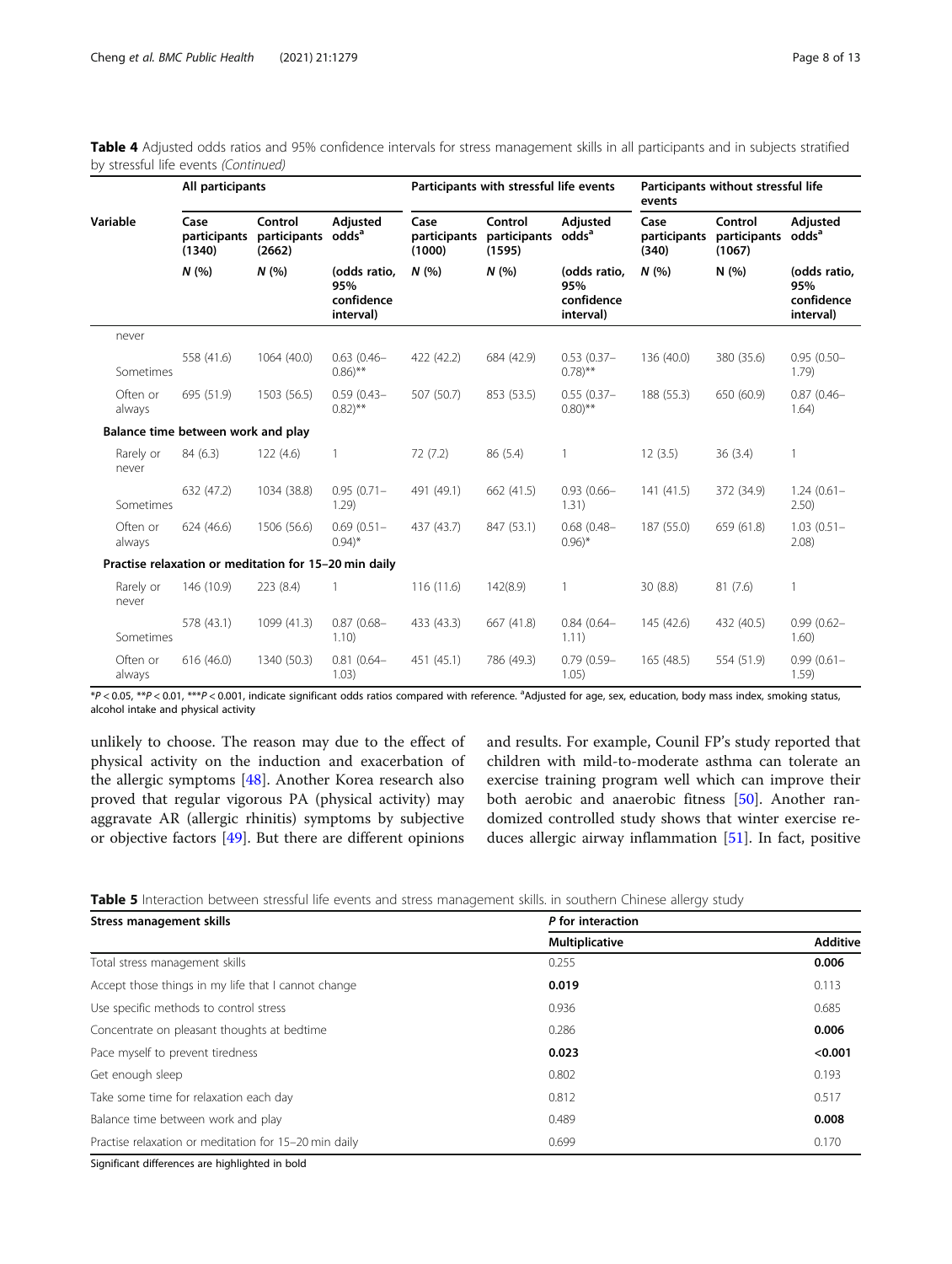**Table 4** Adjusted odds ratios and 95% confidence intervals for stress management skills in all participants and in subjects stratified by stressful life events *(Continued)*

| Variable | All participants | | | Participants with stressful life events | | | Participants without stressful life events | | |
|---|---|---|---|---|---|---|---|---|---|
| | Case participants (1340) | Control participants (2662) | Adjusted odds[a] | Case participants (1000) | Control participants (1595) | Adjusted odds[a] | Case participants (340) | Control participants (1067) | Adjusted odds[a] |
| | *N* (%) | *N* (%) | (odds ratio, 95% confidence interval) | *N* (%) | *N* (%) | (odds ratio, 95% confidence interval) | *N* (%) | N (%) | (odds ratio, 95% confidence interval) |
| never | | | | | | | | | |
| Sometimes | 558 (41.6) | 1064 (40.0) | 0.63 (0.46–0.86)** | 422 (42.2) | 684 (42.9) | 0.53 (0.37–0.78)** | 136 (40.0) | 380 (35.6) | 0.95 (0.50–1.79) |
| Often or always | 695 (51.9) | 1503 (56.5) | 0.59 (0.43–0.82)** | 507 (50.7) | 853 (53.5) | 0.55 (0.37–0.80)** | 188 (55.3) | 650 (60.9) | 0.87 (0.46–1.64) |
| **Balance time between work and play** | | | | | | | | | |
| Rarely or never | 84 (6.3) | 122 (4.6) | 1 | 72 (7.2) | 86 (5.4) | 1 | 12 (3.5) | 36 (3.4) | 1 |
| Sometimes | 632 (47.2) | 1034 (38.8) | 0.95 (0.71–1.29) | 491 (49.1) | 662 (41.5) | 0.93 (0.66–1.31) | 141 (41.5) | 372 (34.9) | 1.24 (0.61–2.50) |
| Often or always | 624 (46.6) | 1506 (56.6) | 0.69 (0.51–0.94)* | 437 (43.7) | 847 (53.1) | 0.68 (0.48–0.96)* | 187 (55.0) | 659 (61.8) | 1.03 (0.51–2.08) |
| **Practise relaxation or meditation for 15–20 min daily** | | | | | | | | | |
| Rarely or never | 146 (10.9) | 223 (8.4) | 1 | 116 (11.6) | 142(8.9) | 1 | 30 (8.8) | 81 (7.6) | 1 |
| Sometimes | 578 (43.1) | 1099 (41.3) | 0.87 (0.68–1.10) | 433 (43.3) | 667 (41.8) | 0.84 (0.64–1.11) | 145 (42.6) | 432 (40.5) | 0.99 (0.62–1.60) |
| Often or always | 616 (46.0) | 1340 (50.3) | 0.81 (0.64–1.03) | 451 (45.1) | 786 (49.3) | 0.79 (0.59–1.05) | 165 (48.5) | 554 (51.9) | 0.99 (0.61–1.59) |

*$P < 0.05$, **$P < 0.01$, ***$P < 0.001$, indicate significant odds ratios compared with reference. [a]Adjusted for age, sex, education, body mass index, smoking status, alcohol intake and physical activity

unlikely to choose. The reason may due to the effect of physical activity on the induction and exacerbation of the allergic symptoms [48]. Another Korea research also proved that regular vigorous PA (physical activity) may aggravate AR (allergic rhinitis) symptoms by subjective or objective factors [49]. But there are different opinions and results. For example, Counil FP's study reported that children with mild-to-moderate asthma can tolerate an exercise training program well which can improve their both aerobic and anaerobic fitness [50]. Another randomized controlled study shows that winter exercise reduces allergic airway inflammation [51]. In fact, positive

**Table 5** Interaction between stressful life events and stress management skills. in southern Chinese allergy study

| Stress management skills | *P* for interaction | |
|---|---|---|
| | **Multiplicative** | **Additive** |
| Total stress management skills | 0.255 | **0.006** |
| Accept those things in my life that I cannot change | **0.019** | 0.113 |
| Use specific methods to control stress | 0.936 | 0.685 |
| Concentrate on pleasant thoughts at bedtime | 0.286 | **0.006** |
| Pace myself to prevent tiredness | **0.023** | **<0.001** |
| Get enough sleep | 0.802 | 0.193 |
| Take some time for relaxation each day | 0.812 | 0.517 |
| Balance time between work and play | 0.489 | **0.008** |
| Practise relaxation or meditation for 15–20 min daily | 0.699 | 0.170 |

Significant differences are highlighted in bold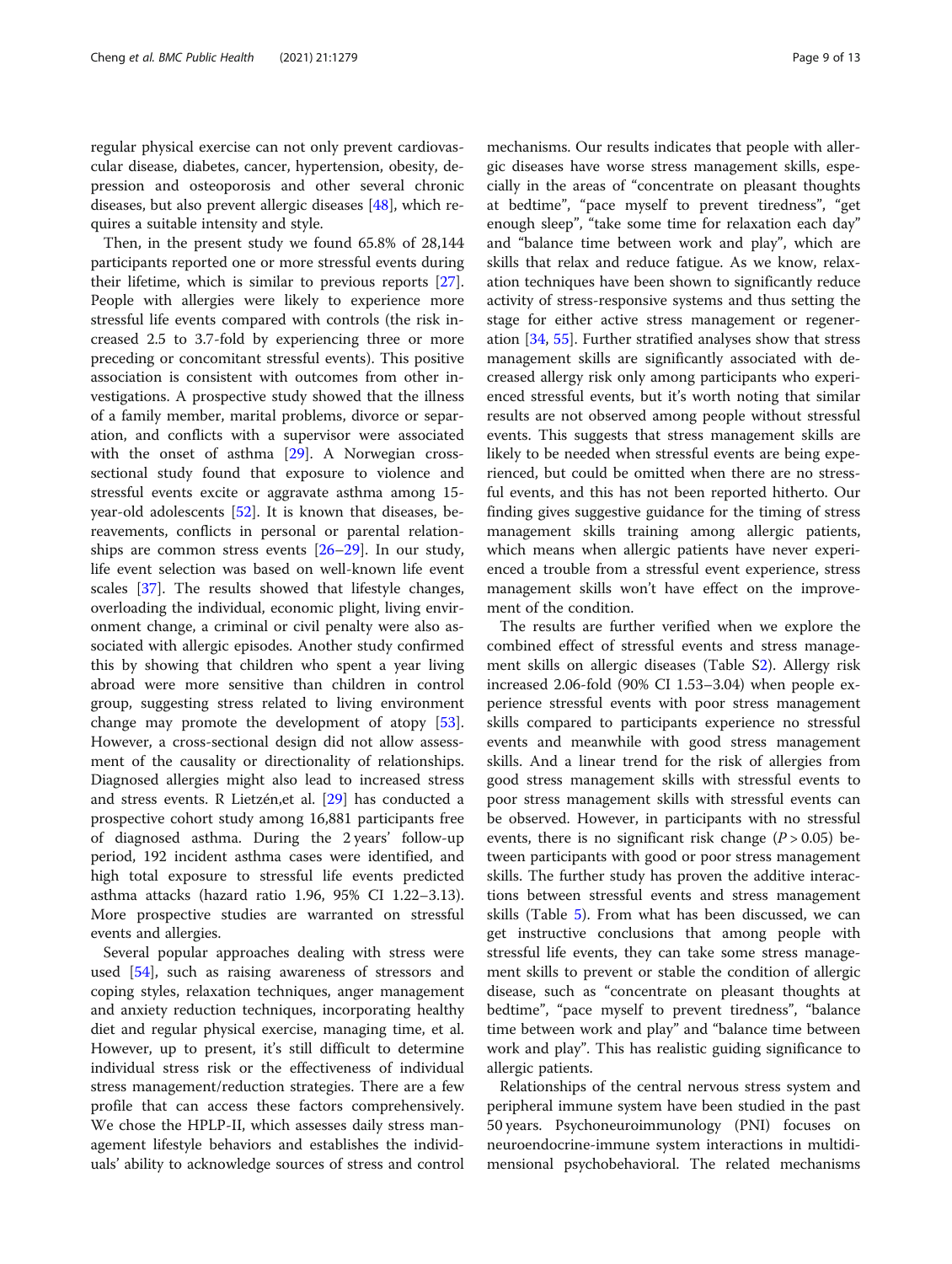regular physical exercise can not only prevent cardiovascular disease, diabetes, cancer, hypertension, obesity, depression and osteoporosis and other several chronic diseases, but also prevent allergic diseases [48], which requires a suitable intensity and style.

Then, in the present study we found 65.8% of 28,144 participants reported one or more stressful events during their lifetime, which is similar to previous reports [27]. People with allergies were likely to experience more stressful life events compared with controls (the risk increased 2.5 to 3.7-fold by experiencing three or more preceding or concomitant stressful events). This positive association is consistent with outcomes from other investigations. A prospective study showed that the illness of a family member, marital problems, divorce or separation, and conflicts with a supervisor were associated with the onset of asthma [29]. A Norwegian cross-sectional study found that exposure to violence and stressful events excite or aggravate asthma among 15-year-old adolescents [52]. It is known that diseases, bereavements, conflicts in personal or parental relationships are common stress events [26–29]. In our study, life event selection was based on well-known life event scales [37]. The results showed that lifestyle changes, overloading the individual, economic plight, living environment change, a criminal or civil penalty were also associated with allergic episodes. Another study confirmed this by showing that children who spent a year living abroad were more sensitive than children in control group, suggesting stress related to living environment change may promote the development of atopy [53]. However, a cross-sectional design did not allow assessment of the causality or directionality of relationships. Diagnosed allergies might also lead to increased stress and stress events. R Lietzén,et al. [29] has conducted a prospective cohort study among 16,881 participants free of diagnosed asthma. During the 2 years' follow-up period, 192 incident asthma cases were identified, and high total exposure to stressful life events predicted asthma attacks (hazard ratio 1.96, 95% CI 1.22–3.13). More prospective studies are warranted on stressful events and allergies.

Several popular approaches dealing with stress were used [54], such as raising awareness of stressors and coping styles, relaxation techniques, anger management and anxiety reduction techniques, incorporating healthy diet and regular physical exercise, managing time, et al. However, up to present, it's still difficult to determine individual stress risk or the effectiveness of individual stress management/reduction strategies. There are a few profile that can access these factors comprehensively. We chose the HPLP-II, which assesses daily stress management lifestyle behaviors and establishes the individuals' ability to acknowledge sources of stress and control mechanisms. Our results indicates that people with allergic diseases have worse stress management skills, especially in the areas of "concentrate on pleasant thoughts at bedtime", "pace myself to prevent tiredness", "get enough sleep", "take some time for relaxation each day" and "balance time between work and play", which are skills that relax and reduce fatigue. As we know, relaxation techniques have been shown to significantly reduce activity of stress-responsive systems and thus setting the stage for either active stress management or regeneration [34, 55]. Further stratified analyses show that stress management skills are significantly associated with decreased allergy risk only among participants who experienced stressful events, but it's worth noting that similar results are not observed among people without stressful events. This suggests that stress management skills are likely to be needed when stressful events are being experienced, but could be omitted when there are no stressful events, and this has not been reported hitherto. Our finding gives suggestive guidance for the timing of stress management skills training among allergic patients, which means when allergic patients have never experienced a trouble from a stressful event experience, stress management skills won't have effect on the improvement of the condition.

The results are further verified when we explore the combined effect of stressful events and stress management skills on allergic diseases (Table S2). Allergy risk increased 2.06-fold (90% CI 1.53–3.04) when people experience stressful events with poor stress management skills compared to participants experience no stressful events and meanwhile with good stress management skills. And a linear trend for the risk of allergies from good stress management skills with stressful events to poor stress management skills with stressful events can be observed. However, in participants with no stressful events, there is no significant risk change ($P > 0.05$) between participants with good or poor stress management skills. The further study has proven the additive interactions between stressful events and stress management skills (Table 5). From what has been discussed, we can get instructive conclusions that among people with stressful life events, they can take some stress management skills to prevent or stable the condition of allergic disease, such as "concentrate on pleasant thoughts at bedtime", "pace myself to prevent tiredness", "balance time between work and play" and "balance time between work and play". This has realistic guiding significance to allergic patients.

Relationships of the central nervous stress system and peripheral immune system have been studied in the past 50 years. Psychoneuroimmunology (PNI) focuses on neuroendocrine-immune system interactions in multidimensional psychobehavioral. The related mechanisms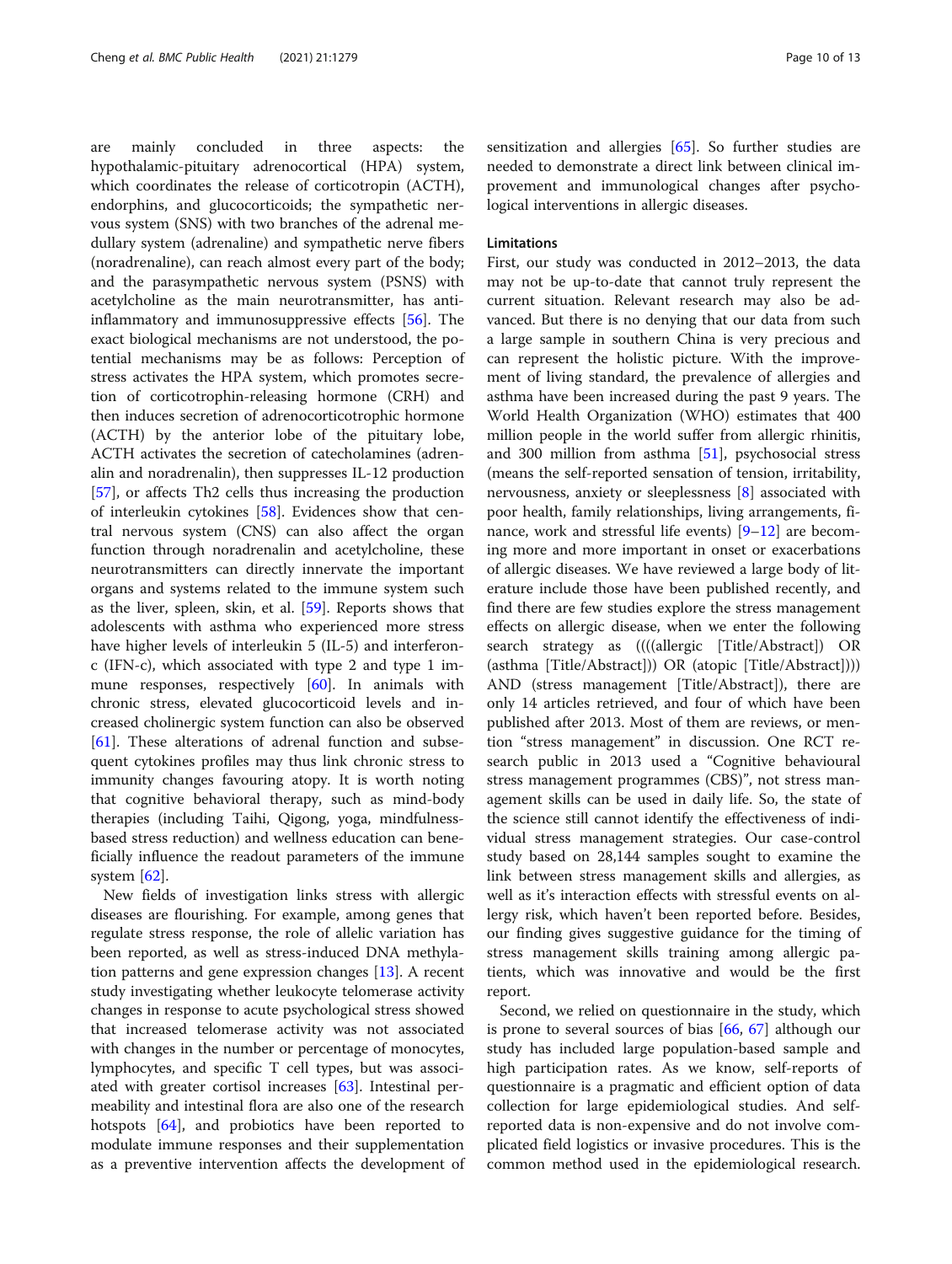are mainly concluded in three aspects: the hypothalamic-pituitary adrenocortical (HPA) system, which coordinates the release of corticotropin (ACTH), endorphins, and glucocorticoids; the sympathetic nervous system (SNS) with two branches of the adrenal medullary system (adrenaline) and sympathetic nerve fibers (noradrenaline), can reach almost every part of the body; and the parasympathetic nervous system (PSNS) with acetylcholine as the main neurotransmitter, has anti-inflammatory and immunosuppressive effects [56]. The exact biological mechanisms are not understood, the potential mechanisms may be as follows: Perception of stress activates the HPA system, which promotes secretion of corticotrophin-releasing hormone (CRH) and then induces secretion of adrenocorticotrophic hormone (ACTH) by the anterior lobe of the pituitary lobe, ACTH activates the secretion of catecholamines (adrenalin and noradrenalin), then suppresses IL-12 production [57], or affects Th2 cells thus increasing the production of interleukin cytokines [58]. Evidences show that central nervous system (CNS) can also affect the organ function through noradrenalin and acetylcholine, these neurotransmitters can directly innervate the important organs and systems related to the immune system such as the liver, spleen, skin, et al. [59]. Reports shows that adolescents with asthma who experienced more stress have higher levels of interleukin 5 (IL-5) and interferon-c (IFN-c), which associated with type 2 and type 1 immune responses, respectively [60]. In animals with chronic stress, elevated glucocorticoid levels and increased cholinergic system function can also be observed [61]. These alterations of adrenal function and subsequent cytokines profiles may thus link chronic stress to immunity changes favouring atopy. It is worth noting that cognitive behavioral therapy, such as mind-body therapies (including Taihi, Qigong, yoga, mindfulness-based stress reduction) and wellness education can beneficially influence the readout parameters of the immune system [62].

New fields of investigation links stress with allergic diseases are flourishing. For example, among genes that regulate stress response, the role of allelic variation has been reported, as well as stress-induced DNA methylation patterns and gene expression changes [13]. A recent study investigating whether leukocyte telomerase activity changes in response to acute psychological stress showed that increased telomerase activity was not associated with changes in the number or percentage of monocytes, lymphocytes, and specific T cell types, but was associated with greater cortisol increases [63]. Intestinal permeability and intestinal flora are also one of the research hotspots [64], and probiotics have been reported to modulate immune responses and their supplementation as a preventive intervention affects the development of sensitization and allergies [65]. So further studies are needed to demonstrate a direct link between clinical improvement and immunological changes after psychological interventions in allergic diseases.

### Limitations

First, our study was conducted in 2012–2013, the data may not be up-to-date that cannot truly represent the current situation. Relevant research may also be advanced. But there is no denying that our data from such a large sample in southern China is very precious and can represent the holistic picture. With the improvement of living standard, the prevalence of allergies and asthma have been increased during the past 9 years. The World Health Organization (WHO) estimates that 400 million people in the world suffer from allergic rhinitis, and 300 million from asthma [51], psychosocial stress (means the self-reported sensation of tension, irritability, nervousness, anxiety or sleeplessness [8] associated with poor health, family relationships, living arrangements, finance, work and stressful life events) [9–12] are becoming more and more important in onset or exacerbations of allergic diseases. We have reviewed a large body of literature include those have been published recently, and find there are few studies explore the stress management effects on allergic disease, when we enter the following search strategy as ((((allergic [Title/Abstract]) OR (asthma [Title/Abstract])) OR (atopic [Title/Abstract]))) AND (stress management [Title/Abstract]), there are only 14 articles retrieved, and four of which have been published after 2013. Most of them are reviews, or mention "stress management" in discussion. One RCT research public in 2013 used a "Cognitive behavioural stress management programmes (CBS)", not stress management skills can be used in daily life. So, the state of the science still cannot identify the effectiveness of individual stress management strategies. Our case-control study based on 28,144 samples sought to examine the link between stress management skills and allergies, as well as it's interaction effects with stressful events on allergy risk, which haven't been reported before. Besides, our finding gives suggestive guidance for the timing of stress management skills training among allergic patients, which was innovative and would be the first report.

Second, we relied on questionnaire in the study, which is prone to several sources of bias [66, 67] although our study has included large population-based sample and high participation rates. As we know, self-reports of questionnaire is a pragmatic and efficient option of data collection for large epidemiological studies. And self-reported data is non-expensive and do not involve complicated field logistics or invasive procedures. This is the common method used in the epidemiological research.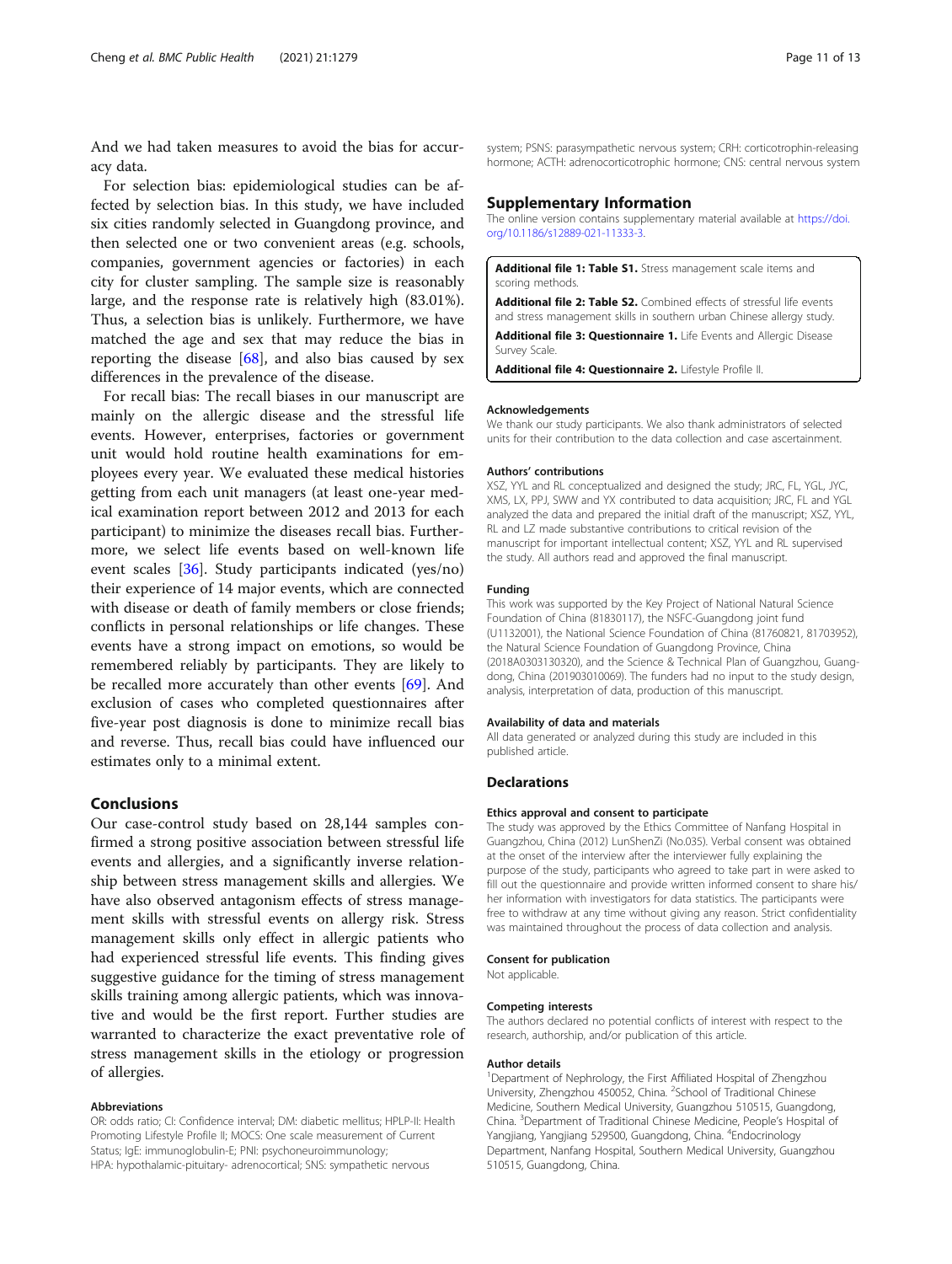And we had taken measures to avoid the bias for accuracy data.

For selection bias: epidemiological studies can be affected by selection bias. In this study, we have included six cities randomly selected in Guangdong province, and then selected one or two convenient areas (e.g. schools, companies, government agencies or factories) in each city for cluster sampling. The sample size is reasonably large, and the response rate is relatively high (83.01%). Thus, a selection bias is unlikely. Furthermore, we have matched the age and sex that may reduce the bias in reporting the disease [68], and also bias caused by sex differences in the prevalence of the disease.

For recall bias: The recall biases in our manuscript are mainly on the allergic disease and the stressful life events. However, enterprises, factories or government unit would hold routine health examinations for employees every year. We evaluated these medical histories getting from each unit managers (at least one-year medical examination report between 2012 and 2013 for each participant) to minimize the diseases recall bias. Furthermore, we select life events based on well-known life event scales [36]. Study participants indicated (yes/no) their experience of 14 major events, which are connected with disease or death of family members or close friends; conflicts in personal relationships or life changes. These events have a strong impact on emotions, so would be remembered reliably by participants. They are likely to be recalled more accurately than other events [69]. And exclusion of cases who completed questionnaires after five-year post diagnosis is done to minimize recall bias and reverse. Thus, recall bias could have influenced our estimates only to a minimal extent.

## Conclusions

Our case-control study based on 28,144 samples confirmed a strong positive association between stressful life events and allergies, and a significantly inverse relationship between stress management skills and allergies. We have also observed antagonism effects of stress management skills with stressful events on allergy risk. Stress management skills only effect in allergic patients who had experienced stressful life events. This finding gives suggestive guidance for the timing of stress management skills training among allergic patients, which was innovative and would be the first report. Further studies are warranted to characterize the exact preventative role of stress management skills in the etiology or progression of allergies.

#### Abbreviations

OR: odds ratio; CI: Confidence interval; DM: diabetic mellitus; HPLP-II: Health Promoting Lifestyle Profile II; MOCS: One scale measurement of Current Status; IgE: immunoglobulin-E; PNI: psychoneuroimmunology; HPA: hypothalamic-pituitary- adrenocortical; SNS: sympathetic nervous system; PSNS: parasympathetic nervous system; CRH: corticotrophin-releasing hormone; ACTH: adrenocorticotrophic hormone; CNS: central nervous system

## Supplementary Information

The online version contains supplementary material available at https://doi.org/10.1186/s12889-021-11333-3.

**Additional file 1: Table S1.** Stress management scale items and scoring methods.

**Additional file 2: Table S2.** Combined effects of stressful life events and stress management skills in southern urban Chinese allergy study.

**Additional file 3: Questionnaire 1.** Life Events and Allergic Disease Survey Scale.

**Additional file 4: Questionnaire 2.** Lifestyle Profile II.

#### Acknowledgements

We thank our study participants. We also thank administrators of selected units for their contribution to the data collection and case ascertainment.

#### Authors' contributions

XSZ, YYL and RL conceptualized and designed the study; JRC, FL, YGL, JYC, XMS, LX, PPJ, SWW and YX contributed to data acquisition; JRC, FL and YGL analyzed the data and prepared the initial draft of the manuscript; XSZ, YYL, RL and LZ made substantive contributions to critical revision of the manuscript for important intellectual content; XSZ, YYL and RL supervised the study. All authors read and approved the final manuscript.

#### Funding

This work was supported by the Key Project of National Natural Science Foundation of China (81830117), the NSFC-Guangdong joint fund (U1132001), the National Science Foundation of China (81760821, 81703952), the Natural Science Foundation of Guangdong Province, China (2018A0303130320), and the Science & Technical Plan of Guangzhou, Guangdong, China (201903010069). The funders had no input to the study design, analysis, interpretation of data, production of this manuscript.

#### Availability of data and materials

All data generated or analyzed during this study are included in this published article.

## Declarations

#### Ethics approval and consent to participate

The study was approved by the Ethics Committee of Nanfang Hospital in Guangzhou, China (2012) LunShenZi (No.035). Verbal consent was obtained at the onset of the interview after the interviewer fully explaining the purpose of the study, participants who agreed to take part in were asked to fill out the questionnaire and provide written informed consent to share his/her information with investigators for data statistics. The participants were free to withdraw at any time without giving any reason. Strict confidentiality was maintained throughout the process of data collection and analysis.

#### Consent for publication

Not applicable.

#### Competing interests

The authors declared no potential conflicts of interest with respect to the research, authorship, and/or publication of this article.

#### Author details

[1]Department of Nephrology, the First Affiliated Hospital of Zhengzhou University, Zhengzhou 450052, China. [2]School of Traditional Chinese Medicine, Southern Medical University, Guangzhou 510515, Guangdong, China. [3]Department of Traditional Chinese Medicine, People's Hospital of Yangjiang, Yangjiang 529500, Guangdong, China. [4]Endocrinology Department, Nanfang Hospital, Southern Medical University, Guangzhou 510515, Guangdong, China.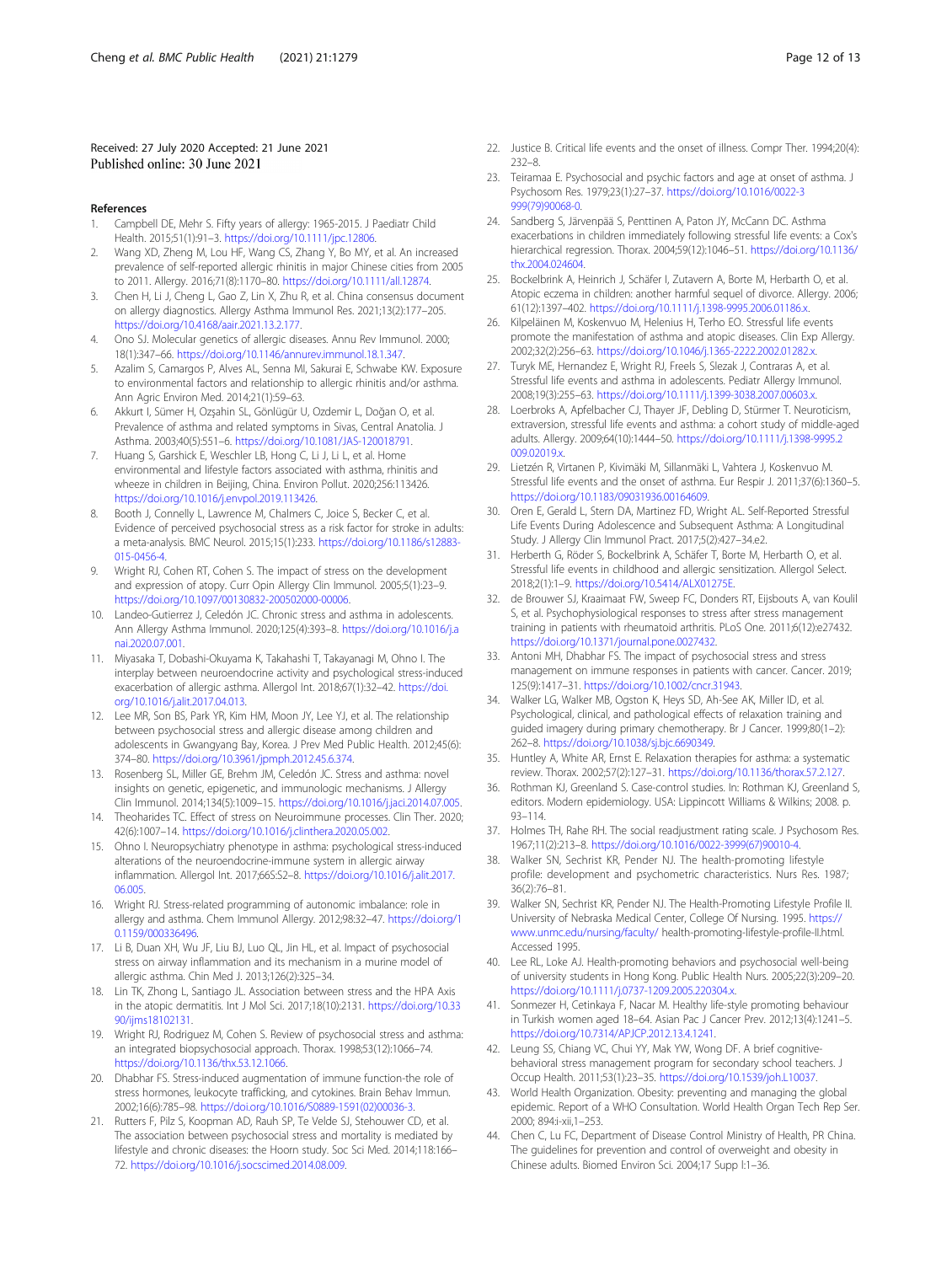Received: 27 July 2020 Accepted: 21 June 2021
Published online: 30 June 2021

## References

1. Campbell DE, Mehr S. Fifty years of allergy: 1965-2015. J Paediatr Child Health. 2015;51(1):91–3. https://doi.org/10.1111/jpc.12806.
2. Wang XD, Zheng M, Lou HF, Wang CS, Zhang Y, Bo MY, et al. An increased prevalence of self-reported allergic rhinitis in major Chinese cities from 2005 to 2011. Allergy. 2016;71(8):1170–80. https://doi.org/10.1111/all.12874.
3. Chen H, Li J, Cheng L, Gao Z, Lin X, Zhu R, et al. China consensus document on allergy diagnostics. Allergy Asthma Immunol Res. 2021;13(2):177–205. https://doi.org/10.4168/aair.2021.13.2.177.
4. Ono SJ. Molecular genetics of allergic diseases. Annu Rev Immunol. 2000; 18(1):347–66. https://doi.org/10.1146/annurev.immunol.18.1.347.
5. Azalim S, Camargos P, Alves AL, Senna MI, Sakurai E, Schwabe KW. Exposure to environmental factors and relationship to allergic rhinitis and/or asthma. Ann Agric Environ Med. 2014;21(1):59–63.
6. Akkurt I, Sümer H, Ozşahin SL, Gönlügür U, Ozdemir L, Doğan O, et al. Prevalence of asthma and related symptoms in Sivas, Central Anatolia. J Asthma. 2003;40(5):551–6. https://doi.org/10.1081/JAS-120018791.
7. Huang S, Garshick E, Weschler LB, Hong C, Li J, Li L, et al. Home environmental and lifestyle factors associated with asthma, rhinitis and wheeze in children in Beijing, China. Environ Pollut. 2020;256:113426. https://doi.org/10.1016/j.envpol.2019.113426.
8. Booth J, Connelly L, Lawrence M, Chalmers C, Joice S, Becker C, et al. Evidence of perceived psychosocial stress as a risk factor for stroke in adults: a meta-analysis. BMC Neurol. 2015;15(1):233. https://doi.org/10.1186/s12883-015-0456-4.
9. Wright RJ, Cohen RT, Cohen S. The impact of stress on the development and expression of atopy. Curr Opin Allergy Clin Immunol. 2005;5(1):23–9. https://doi.org/10.1097/00130832-200502000-00006.
10. Landeo-Gutierrez J, Celedón JC. Chronic stress and asthma in adolescents. Ann Allergy Asthma Immunol. 2020;125(4):393–8. https://doi.org/10.1016/j.anai.2020.07.001.
11. Miyasaka T, Dobashi-Okuyama K, Takahashi T, Takayanagi M, Ohno I. The interplay between neuroendocrine activity and psychological stress-induced exacerbation of allergic asthma. Allergol Int. 2018;67(1):32–42. https://doi.org/10.1016/j.alit.2017.04.013.
12. Lee MR, Son BS, Park YR, Kim HM, Moon JY, Lee YJ, et al. The relationship between psychosocial stress and allergic disease among children and adolescents in Gwangyang Bay, Korea. J Prev Med Public Health. 2012;45(6): 374–80. https://doi.org/10.3961/jpmph.2012.45.6.374.
13. Rosenberg SL, Miller GE, Brehm JM, Celedón JC. Stress and asthma: novel insights on genetic, epigenetic, and immunologic mechanisms. J Allergy Clin Immunol. 2014;134(5):1009–15. https://doi.org/10.1016/j.jaci.2014.07.005.
14. Theoharides TC. Effect of stress on Neuroimmune processes. Clin Ther. 2020; 42(6):1007–14. https://doi.org/10.1016/j.clinthera.2020.05.002.
15. Ohno I. Neuropsychiatry phenotype in asthma: psychological stress-induced alterations of the neuroendocrine-immune system in allergic airway inflammation. Allergol Int. 2017;66S:S2–8. https://doi.org/10.1016/j.alit.2017.06.005.
16. Wright RJ. Stress-related programming of autonomic imbalance: role in allergy and asthma. Chem Immunol Allergy. 2012;98:32–47. https://doi.org/10.1159/000336496.
17. Li B, Duan XH, Wu JF, Liu BJ, Luo QL, Jin HL, et al. Impact of psychosocial stress on airway inflammation and its mechanism in a murine model of allergic asthma. Chin Med J. 2013;126(2):325–34.
18. Lin TK, Zhong L, Santiago JL. Association between stress and the HPA Axis in the atopic dermatitis. Int J Mol Sci. 2017;18(10):2131. https://doi.org/10.3390/ijms18102131.
19. Wright RJ, Rodriguez M, Cohen S. Review of psychosocial stress and asthma: an integrated biopsychosocial approach. Thorax. 1998;53(12):1066–74. https://doi.org/10.1136/thx.53.12.1066.
20. Dhabhar FS. Stress-induced augmentation of immune function-the role of stress hormones, leukocyte trafficking, and cytokines. Brain Behav Immun. 2002;16(6):785–98. https://doi.org/10.1016/S0889-1591(02)00036-3.
21. Rutters F, Pilz S, Koopman AD, Rauh SP, Te Velde SJ, Stehouwer CD, et al. The association between psychosocial stress and mortality is mediated by lifestyle and chronic diseases: the Hoorn study. Soc Sci Med. 2014;118:166–72. https://doi.org/10.1016/j.socscimed.2014.08.009.
22. Justice B. Critical life events and the onset of illness. Compr Ther. 1994;20(4): 232–8.
23. Teiramaa E. Psychosocial and psychic factors and age at onset of asthma. J Psychosom Res. 1979;23(1):27–37. https://doi.org/10.1016/0022-3999(79)90068-0.
24. Sandberg S, Järvenpää S, Penttinen A, Paton JY, McCann DC. Asthma exacerbations in children immediately following stressful life events: a Cox's hierarchical regression. Thorax. 2004;59(12):1046–51. https://doi.org/10.1136/thx.2004.024604.
25. Bockelbrink A, Heinrich J, Schäfer I, Zutavern A, Borte M, Herbarth O, et al. Atopic eczema in children: another harmful sequel of divorce. Allergy. 2006; 61(12):1397–402. https://doi.org/10.1111/j.1398-9995.2006.01186.x.
26. Kilpeläinen M, Koskenvuo M, Helenius H, Terho EO. Stressful life events promote the manifestation of asthma and atopic diseases. Clin Exp Allergy. 2002;32(2):256–63. https://doi.org/10.1046/j.1365-2222.2002.01282.x.
27. Turyk ME, Hernandez E, Wright RJ, Freels S, Slezak J, Contraras A, et al. Stressful life events and asthma in adolescents. Pediatr Allergy Immunol. 2008;19(3):255–63. https://doi.org/10.1111/j.1399-3038.2007.00603.x.
28. Loerbroks A, Apfelbacher CJ, Thayer JF, Debling D, Stürmer T. Neuroticism, extraversion, stressful life events and asthma: a cohort study of middle-aged adults. Allergy. 2009;64(10):1444–50. https://doi.org/10.1111/j.1398-9995.2009.02019.x.
29. Lietzén R, Virtanen P, Kivimäki M, Sillanmäki L, Vahtera J, Koskenvuo M. Stressful life events and the onset of asthma. Eur Respir J. 2011;37(6):1360–5. https://doi.org/10.1183/09031936.00164609.
30. Oren E, Gerald L, Stern DA, Martinez FD, Wright AL. Self-Reported Stressful Life Events During Adolescence and Subsequent Asthma: A Longitudinal Study. J Allergy Clin Immunol Pract. 2017;5(2):427–34.e2.
31. Herberth G, Röder S, Bockelbrink A, Schäfer T, Borte M, Herbarth O, et al. Stressful life events in childhood and allergic sensitization. Allergol Select. 2018;2(1):1–9. https://doi.org/10.5414/ALX01275E.
32. de Brouwer SJ, Kraaimaat FW, Sweep FC, Donders RT, Eijsbouts A, van Koulil S, et al. Psychophysiological responses to stress after stress management training in patients with rheumatoid arthritis. PLoS One. 2011;6(12):e27432. https://doi.org/10.1371/journal.pone.0027432.
33. Antoni MH, Dhabhar FS. The impact of psychosocial stress and stress management on immune responses in patients with cancer. Cancer. 2019; 125(9):1417–31. https://doi.org/10.1002/cncr.31943.
34. Walker LG, Walker MB, Ogston K, Heys SD, Ah-See AK, Miller ID, et al. Psychological, clinical, and pathological effects of relaxation training and guided imagery during primary chemotherapy. Br J Cancer. 1999;80(1–2): 262–8. https://doi.org/10.1038/sj.bjc.6690349.
35. Huntley A, White AR, Ernst E. Relaxation therapies for asthma: a systematic review. Thorax. 2002;57(2):127–31. https://doi.org/10.1136/thorax.57.2.127.
36. Rothman KJ, Greenland S. Case-control studies. In: Rothman KJ, Greenland S, editors. Modern epidemiology. USA: Lippincott Williams & Wilkins; 2008. p. 93–114.
37. Holmes TH, Rahe RH. The social readjustment rating scale. J Psychosom Res. 1967;11(2):213–8. https://doi.org/10.1016/0022-3999(67)90010-4.
38. Walker SN, Sechrist KR, Pender NJ. The health-promoting lifestyle profile: development and psychometric characteristics. Nurs Res. 1987; 36(2):76–81.
39. Walker SN, Sechrist KR, Pender NJ. The Health-Promoting Lifestyle Profile II. University of Nebraska Medical Center, College Of Nursing. 1995. https://www.unmc.edu/nursing/faculty/ health-promoting-lifestyle-profile-II.html. Accessed 1995.
40. Lee RL, Loke AJ. Health-promoting behaviors and psychosocial well-being of university students in Hong Kong. Public Health Nurs. 2005;22(3):209–20. https://doi.org/10.1111/j.0737-1209.2005.220304.x.
41. Sonmezer H, Cetinkaya F, Nacar M. Healthy life-style promoting behaviour in Turkish women aged 18–64. Asian Pac J Cancer Prev. 2012;13(4):1241–5. https://doi.org/10.7314/APJCP.2012.13.4.1241.
42. Leung SS, Chiang VC, Chui YY, Mak YW, Wong DF. A brief cognitive-behavioral stress management program for secondary school teachers. J Occup Health. 2011;53(1):23–35. https://doi.org/10.1539/joh.L10037.
43. World Health Organization. Obesity: preventing and managing the global epidemic. Report of a WHO Consultation. World Health Organ Tech Rep Ser. 2000; 894:i-xii,1–253.
44. Chen C, Lu FC, Department of Disease Control Ministry of Health, PR China. The guidelines for prevention and control of overweight and obesity in Chinese adults. Biomed Environ Sci. 2004;17 Supp l:1–36.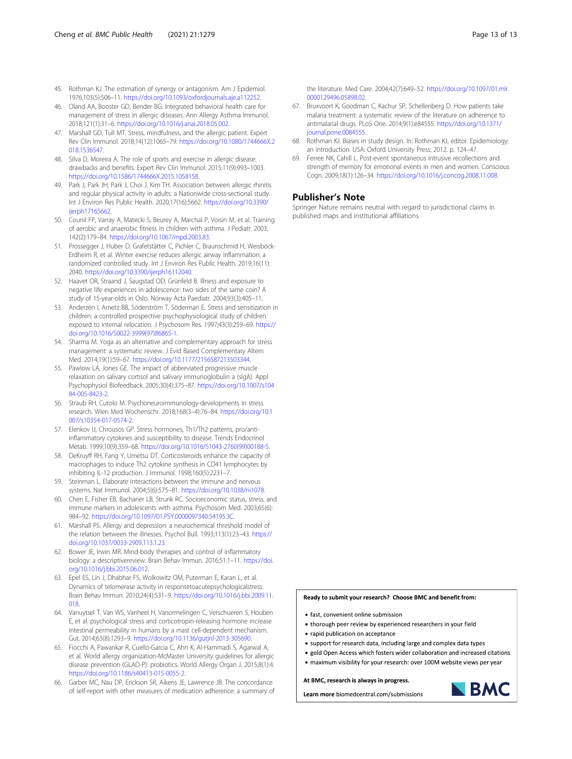45. Rothman KJ. The estimation of synergy or antagonism. Am J Epidemiol. 1976;103(5):506–11. https://doi.org/10.1093/oxfordjournals.aje.a112252.
46. Oland AA, Booster GD, Bender BG. Integrated behavioral health care for management of stress in allergic diseases. Ann Allergy Asthma Immunol. 2018;121(1):31–6. https://doi.org/10.1016/j.anai.2018.05.002.
47. Marshall GD, Tull MT. Stress, mindfulness, and the allergic patient. Expert Rev Clin Immunol. 2018;14(12):1065–79. https://doi.org/10.1080/1744666X.2018.1536547.
48. Silva D, Moreira A. The role of sports and exercise in allergic disease: drawbacks and benefits. Expert Rev Clin Immunol. 2015;11(9):993–1003. https://doi.org/10.1586/1744666X.2015.1058158.
49. Park J, Park JH, Park J, Choi J, Kim TH. Association between allergic rhinitis and regular physical activity in adults: a Nationwide cross-sectional study. Int J Environ Res Public Health. 2020;17(16):5662. https://doi.org/10.3390/ijerph17165662.
50. Counil FP, Varray A, Matecki S, Beurey A, Marchal P, Voisin M, et al. Training of aerobic and anaerobic fitness in children with asthma. J Pediatr. 2003;142(2):179–84. https://doi.org/10.1067/mpd.2003.83.
51. Prossegger J, Huber D, Grafetstätter C, Pichler C, Braunschmid H, Weisböck-Erdheim R, et al. Winter exercise reduces allergic airway inflammation: a randomized controlled study. Int J Environ Res Public Health. 2019;16(11):2040. https://doi.org/10.3390/ijerph16112040.
52. Haavet OR, Straand J, Saugstad OD, Grünfeld B. Illness and exposure to negative life experiences in adolescence: two sides of the same coin? A study of 15-year-olds in Oslo. Norway Acta Paediatr. 2004;93(3):405–11.
53. Anderzén I, Arnetz BB, Söderström T, Söderman E. Stress and sensitization in children: a controlled prospective psychophysiological study of children exposed to internal relocation. J Psychosom Res. 1997;43(3):259–69. https://doi.org/10.1016/S0022-3999(97)86865-1.
54. Sharma M. Yoga as an alternative and complementary approach for stress management: a systematic review. J Evid Based Complementary Altern Med. 2014;19(1):59–67. https://doi.org/10.1177/2156587213503344.
55. Pawlow LA, Jones GE. The impact of abbreviated progressive muscle relaxation on salivary cortisol and salivary immunoglobulin a (sIgA). Appl Psychophysiol Biofeedback. 2005;30(4):375–87. https://doi.org/10.1007/s10484-005-8423-2.
56. Straub RH, Cutolo M. Psychoneuroimmunology-developments in stress research. Wien Med Wochenschr. 2018;168(3–4):76–84. https://doi.org/10.1007/s10354-017-0574-2.
57. Elenkov IJ, Chrousos GP. Stress hormones, Th1/Th2 patterns, pro/anti-inflammatory cytokines and susceptibility to disease. Trends Endocrinol Metab. 1999;10(9):359–68. https://doi.org/10.1016/S1043-2760(99)00188-5.
58. DeKruyff RH, Fang Y, Umetsu DT. Corticosteroids enhance the capacity of macrophages to induce Th2 cytokine synthesis in CD41 lymphocytes by inhibiting IL-12 production. J Immunol. 1998;160(5):2231–7.
59. Steinman L. Elaborate interactions between the immune and nervous systems. Nat Immunol. 2004;5(6):575–81. https://doi.org/10.1038/ni1078.
60. Chen E, Fisher EB, Bacharier LB, Strunk RC. Socioeconomic status, stress, and immune markers in adolescents with asthma. Psychosom Med. 2003;65(6):984–92. https://doi.org/10.1097/01.PSY.0000097340.54195.3C.
61. Marshall PS. Allergy and depression: a neurochemical threshold model of the relation between the illnesses. Psychol Bull. 1993;113(1):23–43. https://doi.org/10.1037/0033-2909.113.1.23.
62. Bower JE, Irwin MR. Mind-body therapies and control of inflammatory biology: a descriptivereview. Brain Behav Immun. 2016;51:1–11. https://doi.org/10.1016/j.bbi.2015.06.012.
63. Epel ES, Lin J, Dhabhar FS, Wolkowitz OM, Puterman E, Karan L, et al. Dynamics of telomerase activity in responsetoacutepsychologicalstress. Brain Behav Immun. 2010;24(4):531–9. https://doi.org/10.1016/j.bbi.2009.11.018.
64. Vanuytsel T. Van WS, Vanheel H, Vanormelingen C, Verschueren S, Houben E, et al. psychological stress and corticotropin-releasing hormone increase intestinal permeability in humans by a mast cell-dependent mechanism. Gut. 2014;63(8):1293–9. https://doi.org/10.1136/gutjnl-2013-305690.
65. Fiocchi A, Pawankar R, Cuello-Garcia C, Ahn K, Al-Hammadi S, Agarwal A, et al. World allergy organization-McMaster University guidelines for allergic disease prevention (GLAD-P): probiotics. World Allergy Organ J. 2015;8(1):4. https://doi.org/10.1186/s40413-015-0055-2.
66. Garber MC, Nau DP, Erickson SR, Aikens JE, Lawrence JB. The concordance of self-report with other measures of medication adherence: a summary of the literature. Med Care. 2004;42(7):649–52. https://doi.org/10.1097/01.mlr.0000129496.05898.02.
67. Bruxvoort K, Goodman C, Kachur SP, Schellenberg D. How patients take malaria treatment: a systematic review of the literature on adherence to antimalarial drugs. PLoS One. 2014;9(1):e84555. https://doi.org/10.1371/journal.pone.0084555.
68. Rothman KJ. Biases in study design. In: Rothman KJ, editor. Epidemiology: an introduction. USA: Oxford University Press; 2012. p. 124–47.
69. Ferree NK, Cahill L. Post-event spontaneous intrusive recollections and strength of memory for emotional events in men and women. Conscious Cogn. 2009;18(1):126–34. https://doi.org/10.1016/j.concog.2008.11.008.

## Publisher's Note

Springer Nature remains neutral with regard to jurisdictional claims in published maps and institutional affiliations.

**Ready to submit your research? Choose BMC and benefit from:**

- fast, convenient online submission
- thorough peer review by experienced researchers in your field
- rapid publication on acceptance
- support for research data, including large and complex data types
- gold Open Access which fosters wider collaboration and increased citations
- maximum visibility for your research: over 100M website views per year

**At BMC, research is always in progress.**

**Learn more** biomedcentral.com/submissions

BMC